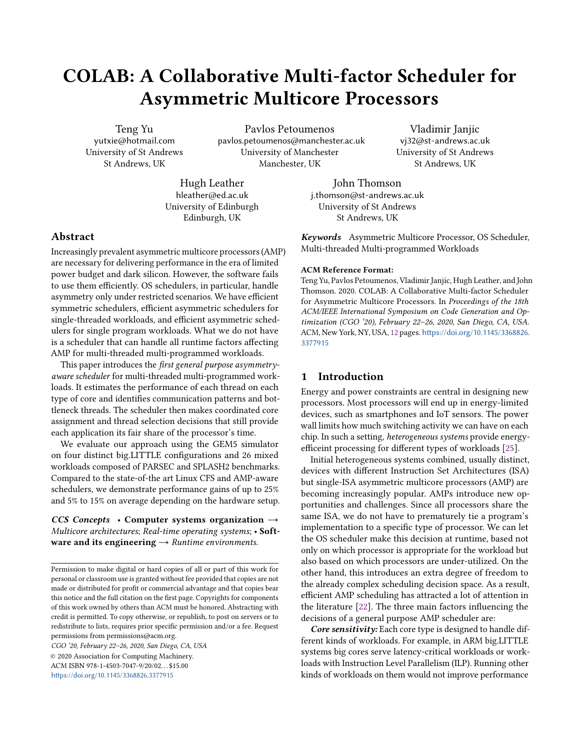# COLAB: A Collaborative Multi-factor Scheduler for Asymmetric Multicore Processors

Teng Yu
yutxie@hotmail.com
University of St Andrews
St Andrews, UK

Pavlos Petoumenos
pavlos.petoumenos@manchester.ac.uk
University of Manchester
Manchester, UK

Vladimir Janjic
vj32@st-andrews.ac.uk
University of St Andrews
St Andrews, UK

Hugh Leather
hleather@ed.ac.uk
University of Edinburgh
Edinburgh, UK

John Thomson
j.thomson@st-andrews.ac.uk
University of St Andrews
St Andrews, UK

## Abstract

Increasingly prevalent asymmetric multicore processors (AMP) are necessary for delivering performance in the era of limited power budget and dark silicon. However, the software fails to use them efficiently. OS schedulers, in particular, handle asymmetry only under restricted scenarios. We have efficient symmetric schedulers, efficient asymmetric schedulers for single-threaded workloads, and efficient asymmetric schedulers for single program workloads. What we do not have is a scheduler that can handle all runtime factors affecting AMP for multi-threaded multi-programmed workloads.

This paper introduces the *first general purpose asymmetry-aware scheduler* for multi-threaded multi-programmed workloads. It estimates the performance of each thread on each type of core and identifies communication patterns and bottleneck threads. The scheduler then makes coordinated core assignment and thread selection decisions that still provide each application its fair share of the processor's time.

We evaluate our approach using the GEM5 simulator on four distinct big.LITTLE configurations and 26 mixed workloads composed of PARSEC and SPLASH2 benchmarks. Compared to the state-of-the art Linux CFS and AMP-aware schedulers, we demonstrate performance gains of up to 25% and 5% to 15% on average depending on the hardware setup.

***CCS Concepts*** • **Computer systems organization** → *Multicore architectures*; *Real-time operating systems*; • **Software and its engineering** → *Runtime environments*.

***Keywords*** Asymmetric Multicore Processor, OS Scheduler, Multi-threaded Multi-programmed Workloads

**ACM Reference Format:**
Teng Yu, Pavlos Petoumenos, Vladimir Janjic, Hugh Leather, and John Thomson. 2020. COLAB: A Collaborative Multi-factor Scheduler for Asymmetric Multicore Processors. In *Proceedings of the 18th ACM/IEEE International Symposium on Code Generation and Optimization (CGO '20), February 22–26, 2020, San Diego, CA, USA.* ACM, New York, NY, USA, 12 pages. https://doi.org/10.1145/3368826.3377915

Permission to make digital or hard copies of all or part of this work for personal or classroom use is granted without fee provided that copies are not made or distributed for profit or commercial advantage and that copies bear this notice and the full citation on the first page. Copyrights for components of this work owned by others than ACM must be honored. Abstracting with credit is permitted. To copy otherwise, or republish, to post on servers or to redistribute to lists, requires prior specific permission and/or a fee. Request permissions from permissions@acm.org.
*CGO '20, February 22–26, 2020, San Diego, CA, USA*
© 2020 Association for Computing Machinery.
ACM ISBN 978-1-4503-7047-9/20/02…$15.00
https://doi.org/10.1145/3368826.3377915

## 1 Introduction

Energy and power constraints are central in designing new processors. Most processors will end up in energy-limited devices, such as smartphones and IoT sensors. The power wall limits how much switching activity we can have on each chip. In such a setting, *heterogeneous systems* provide energy-effiecint processing for different types of workloads [25].

Initial heterogeneous systems combined, usually distinct, devices with different Instruction Set Architectures (ISA) but single-ISA asymmetric multicore processors (AMP) are becoming increasingly popular. AMPs introduce new opportunities and challenges. Since all processors share the same ISA, we do not have to prematurely tie a program's implementation to a specific type of processor. We can let the OS scheduler make this decision at runtime, based not only on which processor is appropriate for the workload but also based on which processors are under-utilized. On the other hand, this introduces an extra degree of freedom to the already complex scheduling decision space. As a result, efficient AMP scheduling has attracted a lot of attention in the literature [22]. The three main factors influencing the decisions of a general purpose AMP scheduler are:

***Core sensitivity:*** Each core type is designed to handle different kinds of workloads. For example, in ARM big.LITTLE systems big cores serve latency-critical workloads or workloads with Instruction Level Parallelism (ILP). Running other kinds of workloads on them would not improve performance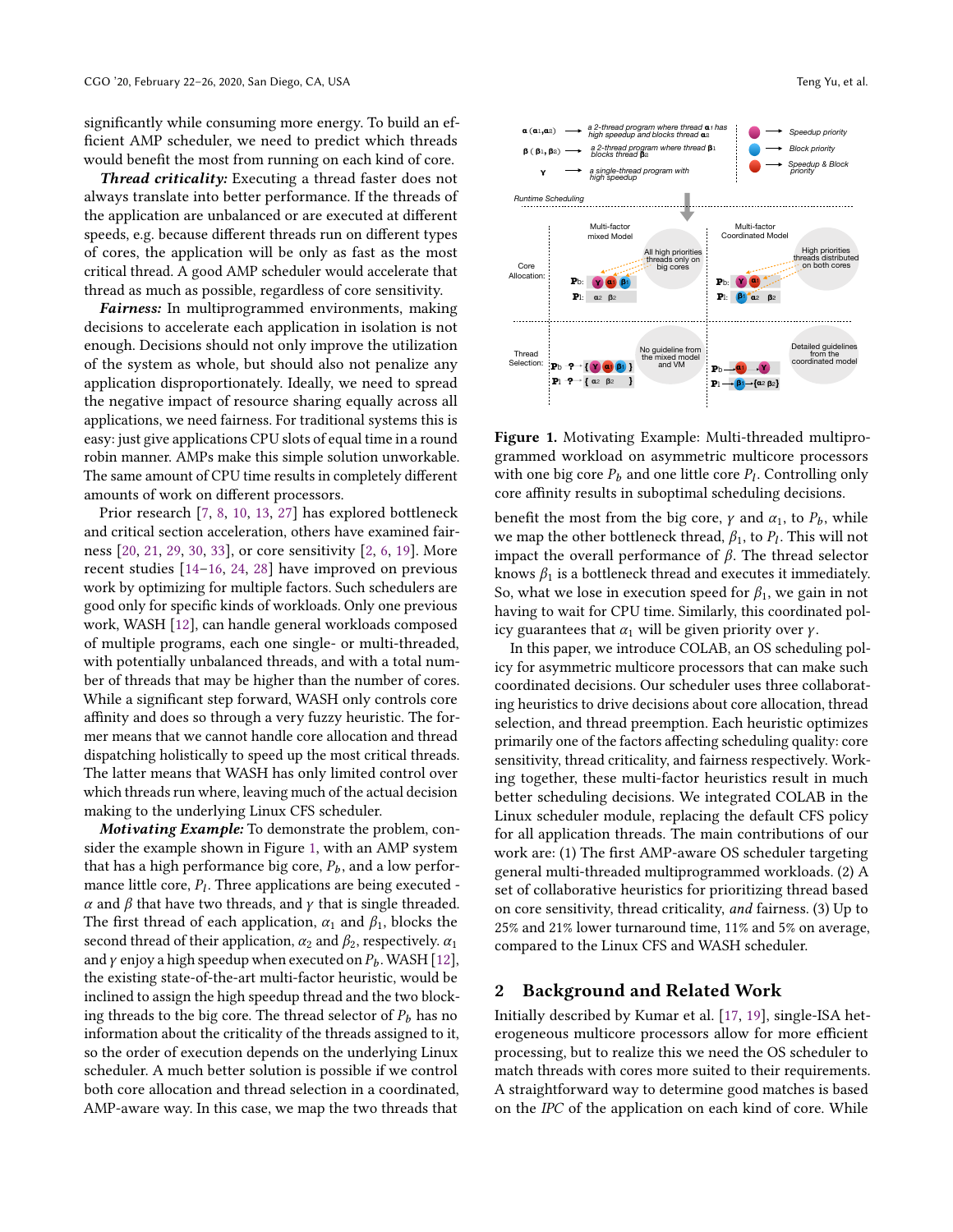significantly while consuming more energy. To build an efficient AMP scheduler, we need to predict which threads would benefit the most from running on each kind of core.

***Thread criticality:*** Executing a thread faster does not always translate into better performance. If the threads of the application are unbalanced or are executed at different speeds, e.g. because different threads run on different types of cores, the application will be only as fast as the most critical thread. A good AMP scheduler would accelerate that thread as much as possible, regardless of core sensitivity.

***Fairness:*** In multiprogrammed environments, making decisions to accelerate each application in isolation is not enough. Decisions should not only improve the utilization of the system as whole, but should also not penalize any application disproportionately. Ideally, we need to spread the negative impact of resource sharing equally across all applications, we need fairness. For traditional systems this is easy: just give applications CPU slots of equal time in a round robin manner. AMPs make this simple solution unworkable. The same amount of CPU time results in completely different amounts of work on different processors.

Prior research [7, 8, 10, 13, 27] has explored bottleneck and critical section acceleration, others have examined fairness [20, 21, 29, 30, 33], or core sensitivity [2, 6, 19]. More recent studies [14–16, 24, 28] have improved on previous work by optimizing for multiple factors. Such schedulers are good only for specific kinds of workloads. Only one previous work, WASH [12], can handle general workloads composed of multiple programs, each one single- or multi-threaded, with potentially unbalanced threads, and with a total number of threads that may be higher than the number of cores. While a significant step forward, WASH only controls core affinity and does so through a very fuzzy heuristic. The former means that we cannot handle core allocation and thread dispatching holistically to speed up the most critical threads. The latter means that WASH has only limited control over which threads run where, leaving much of the actual decision making to the underlying Linux CFS scheduler.

***Motivating Example:*** To demonstrate the problem, consider the example shown in Figure 1, with an AMP system that has a high performance big core, $P_b$, and a low performance little core, $P_l$. Three applications are being executed - $\alpha$ and $\beta$ that have two threads, and $\gamma$ that is single threaded. The first thread of each application, $\alpha_1$ and $\beta_1$, blocks the second thread of their application, $\alpha_2$ and $\beta_2$, respectively. $\alpha_1$ and $\gamma$ enjoy a high speedup when executed on $P_b$. WASH [12], the existing state-of-the-art multi-factor heuristic, would be inclined to assign the high speedup thread and the two blocking threads to the big core. The thread selector of $P_b$ has no information about the criticality of the threads assigned to it, so the order of execution depends on the underlying Linux scheduler. A much better solution is possible if we control both core allocation and thread selection in a coordinated, AMP-aware way. In this case, we map the two threads that benefit the most from the big core, $\gamma$ and $\alpha_1$, to $P_b$, while we map the other bottleneck thread, $\beta_1$, to $P_l$. This will not impact the overall performance of $\beta$. The thread selector knows $\beta_1$ is a bottleneck thread and executes it immediately. So, what we lose in execution speed for $\beta_1$, we gain in not having to wait for CPU time. Similarly, this coordinated policy guarantees that $\alpha_1$ will be given priority over $\gamma$.

**Figure 1.** Motivating Example: Multi-threaded multiprogrammed workload on asymmetric multicore processors with one big core $P_b$ and one little core $P_l$. Controlling only core affinity results in suboptimal scheduling decisions.

In this paper, we introduce COLAB, an OS scheduling policy for asymmetric multicore processors that can make such coordinated decisions. Our scheduler uses three collaborating heuristics to drive decisions about core allocation, thread selection, and thread preemption. Each heuristic optimizes primarily one of the factors affecting scheduling quality: core sensitivity, thread criticality, and fairness respectively. Working together, these multi-factor heuristics result in much better scheduling decisions. We integrated COLAB in the Linux scheduler module, replacing the default CFS policy for all application threads. The main contributions of our work are: (1) The first AMP-aware OS scheduler targeting general multi-threaded multiprogrammed workloads. (2) A set of collaborative heuristics for prioritizing thread based on core sensitivity, thread criticality, *and* fairness. (3) Up to 25% and 21% lower turnaround time, 11% and 5% on average, compared to the Linux CFS and WASH scheduler.

## 2 Background and Related Work

Initially described by Kumar et al. [17, 19], single-ISA heterogeneous multicore processors allow for more efficient processing, but to realize this we need the OS scheduler to match threads with cores more suited to their requirements. A straightforward way to determine good matches is based on the *IPC* of the application on each kind of core. While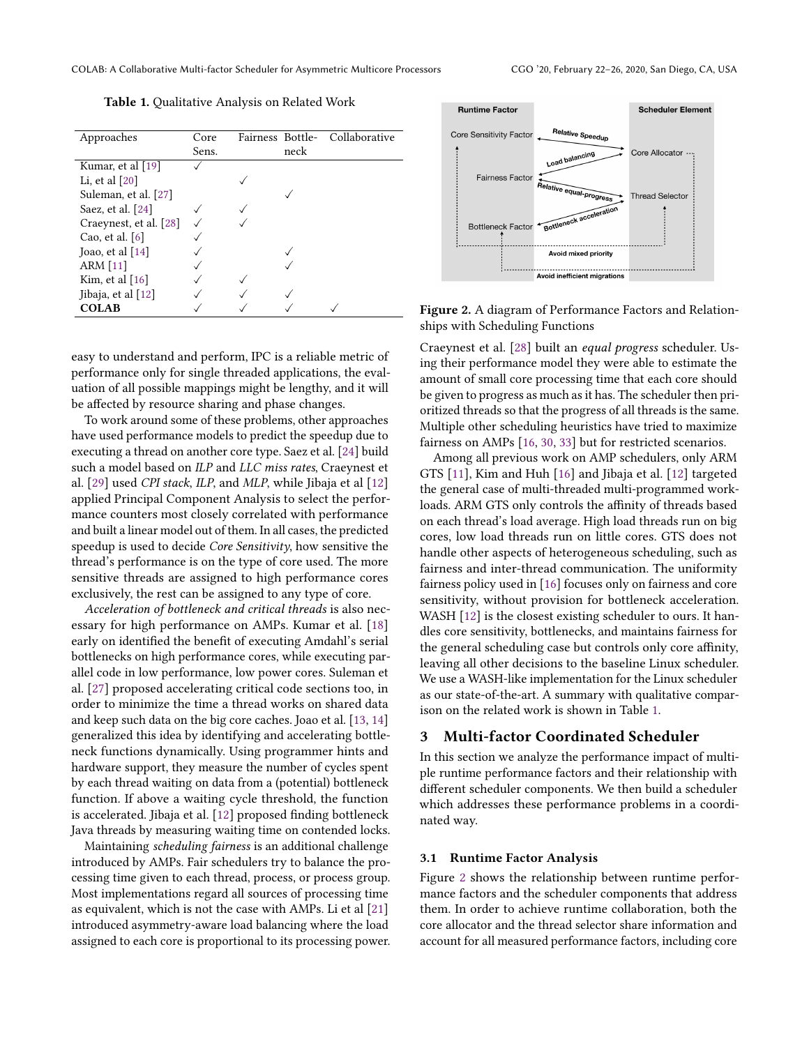Table 1. Qualitative Analysis on Related Work

| Approaches | Core Sens. | Fairness | Bottle-neck | Collaborative |
|---|---|---|---|---|
| Kumar, et al [19] | ✓ | | | |
| Li, et al [20] | | ✓ | | |
| Suleman, et al. [27] | | | ✓ | |
| Saez, et al. [24] | ✓ | ✓ | | |
| Craeynest, et al. [28] | ✓ | ✓ | | |
| Cao, et al. [6] | ✓ | | | |
| Joao, et al [14] | ✓ | | ✓ | |
| ARM [11] | ✓ | | ✓ | |
| Kim, et al [16] | ✓ | ✓ | | |
| Jibaja, et al [12] | ✓ | ✓ | ✓ | |
| **COLAB** | ✓ | ✓ | ✓ | ✓ |

easy to understand and perform, IPC is a reliable metric of performance only for single threaded applications, the evaluation of all possible mappings might be lengthy, and it will be affected by resource sharing and phase changes.

To work around some of these problems, other approaches have used performance models to predict the speedup due to executing a thread on another core type. Saez et al. [24] build such a model based on *ILP* and *LLC miss rates*, Craeynest et al. [29] used *CPI stack*, *ILP*, and *MLP*, while Jibaja et al [12] applied Principal Component Analysis to select the performance counters most closely correlated with performance and built a linear model out of them. In all cases, the predicted speedup is used to decide *Core Sensitivity*, how sensitive the thread's performance is on the type of core used. The more sensitive threads are assigned to high performance cores exclusively, the rest can be assigned to any type of core.

*Acceleration of bottleneck and critical threads* is also necessary for high performance on AMPs. Kumar et al. [18] early on identified the benefit of executing Amdahl's serial bottlenecks on high performance cores, while executing parallel code in low performance, low power cores. Suleman et al. [27] proposed accelerating critical code sections too, in order to minimize the time a thread works on shared data and keep such data on the big core caches. Joao et al. [13, 14] generalized this idea by identifying and accelerating bottleneck functions dynamically. Using programmer hints and hardware support, they measure the number of cycles spent by each thread waiting on data from a (potential) bottleneck function. If above a waiting cycle threshold, the function is accelerated. Jibaja et al. [12] proposed finding bottleneck Java threads by measuring waiting time on contended locks.

Maintaining *scheduling fairness* is an additional challenge introduced by AMPs. Fair schedulers try to balance the processing time given to each thread, process, or process group. Most implementations regard all sources of processing time as equivalent, which is not the case with AMPs. Li et al [21] introduced asymmetry-aware load balancing where the load assigned to each core is proportional to its processing power.

| Runtime Factor | | Scheduler Element |
|---|---|---|
| Core Sensitivity Factor | Relative Speedup / Load balancing | Core Allocator |
| Fairness Factor | Relative equal-progress | Thread Selector |
| Bottleneck Factor | Bottleneck acceleration | |
| | Avoid mixed priority | |
| | Avoid inefficient migrations | |

Figure 2. A diagram of Performance Factors and Relationships with Scheduling Functions

Craeynest et al. [28] built an *equal progress* scheduler. Using their performance model they were able to estimate the amount of small core processing time that each core should be given to progress as much as it has. The scheduler then prioritized threads so that the progress of all threads is the same. Multiple other scheduling heuristics have tried to maximize fairness on AMPs [16, 30, 33] but for restricted scenarios.

Among all previous work on AMP schedulers, only ARM GTS [11], Kim and Huh [16] and Jibaja et al. [12] targeted the general case of multi-threaded multi-programmed workloads. ARM GTS only controls the affinity of threads based on each thread's load average. High load threads run on big cores, low load threads run on little cores. GTS does not handle other aspects of heterogeneous scheduling, such as fairness and inter-thread communication. The uniformity fairness policy used in [16] focuses only on fairness and core sensitivity, without provision for bottleneck acceleration. WASH [12] is the closest existing scheduler to ours. It handles core sensitivity, bottlenecks, and maintains fairness for the general scheduling case but controls only core affinity, leaving all other decisions to the baseline Linux scheduler. We use a WASH-like implementation for the Linux scheduler as our state-of-the-art. A summary with qualitative comparison on the related work is shown in Table 1.

## 3 Multi-factor Coordinated Scheduler

In this section we analyze the performance impact of multiple runtime performance factors and their relationship with different scheduler components. We then build a scheduler which addresses these performance problems in a coordinated way.

### 3.1 Runtime Factor Analysis

Figure 2 shows the relationship between runtime performance factors and the scheduler components that address them. In order to achieve runtime collaboration, both the core allocator and the thread selector share information and account for all measured performance factors, including core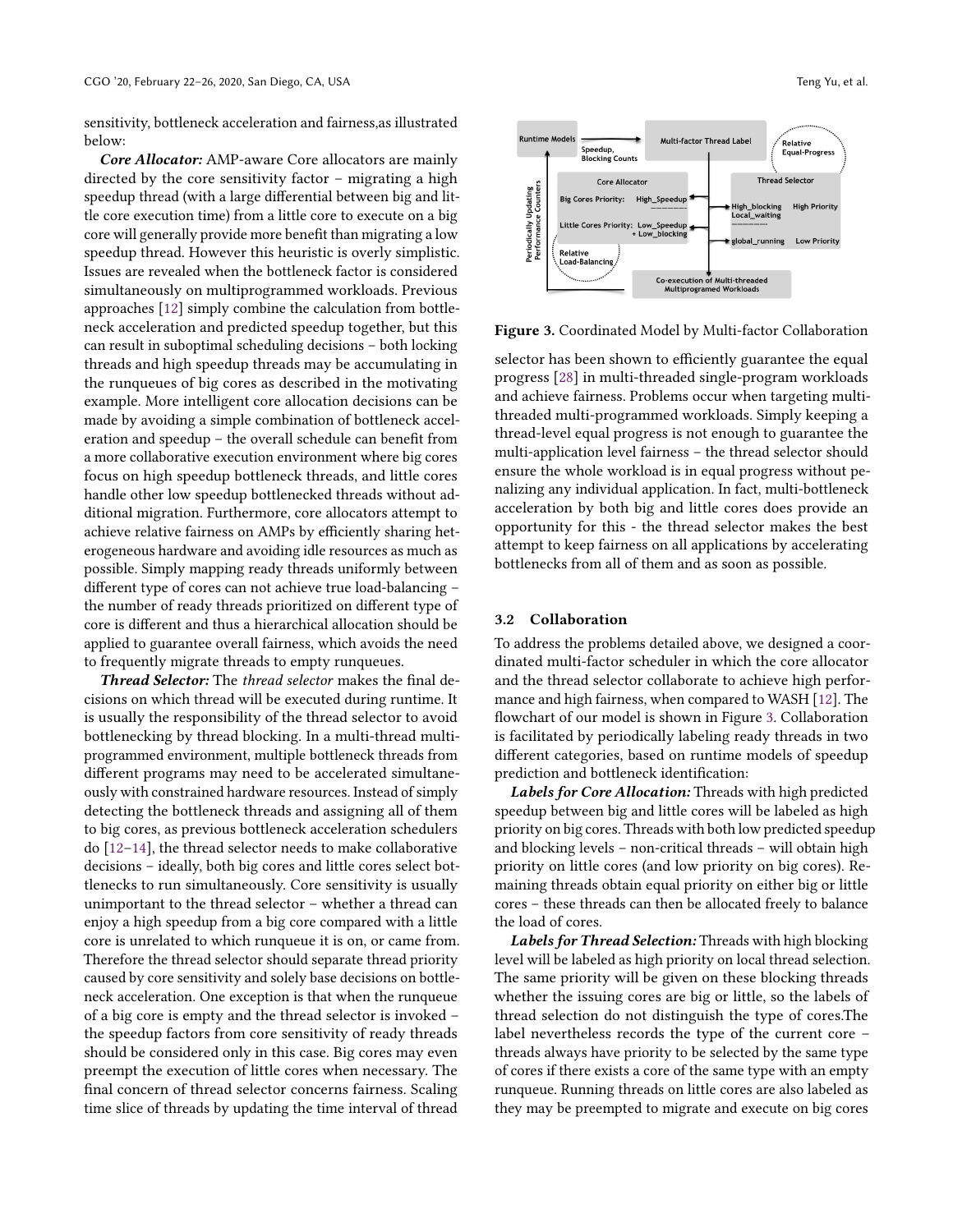sensitivity, bottleneck acceleration and fairness,as illustrated below:

***Core Allocator:*** AMP-aware Core allocators are mainly directed by the core sensitivity factor – migrating a high speedup thread (with a large differential between big and little core execution time) from a little core to execute on a big core will generally provide more benefit than migrating a low speedup thread. However this heuristic is overly simplistic. Issues are revealed when the bottleneck factor is considered simultaneously on multiprogrammed workloads. Previous approaches [12] simply combine the calculation from bottleneck acceleration and predicted speedup together, but this can result in suboptimal scheduling decisions – both locking threads and high speedup threads may be accumulating in the runqueues of big cores as described in the motivating example. More intelligent core allocation decisions can be made by avoiding a simple combination of bottleneck acceleration and speedup – the overall schedule can benefit from a more collaborative execution environment where big cores focus on high speedup bottleneck threads, and little cores handle other low speedup bottlenecked threads without additional migration. Furthermore, core allocators attempt to achieve relative fairness on AMPs by efficiently sharing heterogeneous hardware and avoiding idle resources as much as possible. Simply mapping ready threads uniformly between different type of cores can not achieve true load-balancing – the number of ready threads prioritized on different type of core is different and thus a hierarchical allocation should be applied to guarantee overall fairness, which avoids the need to frequently migrate threads to empty runqueues.

***Thread Selector:*** The *thread selector* makes the final decisions on which thread will be executed during runtime. It is usually the responsibility of the thread selector to avoid bottlenecking by thread blocking. In a multi-thread multi-programmed environment, multiple bottleneck threads from different programs may need to be accelerated simultaneously with constrained hardware resources. Instead of simply detecting the bottleneck threads and assigning all of them to big cores, as previous bottleneck acceleration schedulers do [12–14], the thread selector needs to make collaborative decisions – ideally, both big cores and little cores select bottlenecks to run simultaneously. Core sensitivity is usually unimportant to the thread selector – whether a thread can enjoy a high speedup from a big core compared with a little core is unrelated to which runqueue it is on, or came from. Therefore the thread selector should separate thread priority caused by core sensitivity and solely base decisions on bottleneck acceleration. One exception is that when the runqueue of a big core is empty and the thread selector is invoked – the speedup factors from core sensitivity of ready threads should be considered only in this case. Big cores may even preempt the execution of little cores when necessary. The final concern of thread selector concerns fairness. Scaling time slice of threads by updating the time interval of thread selector has been shown to efficiently guarantee the equal progress [28] in multi-threaded single-program workloads and achieve fairness. Problems occur when targeting multi-threaded multi-programmed workloads. Simply keeping a thread-level equal progress is not enough to guarantee the multi-application level fairness – the thread selector should ensure the whole workload is in equal progress without penalizing any individual application. In fact, multi-bottleneck acceleration by both big and little cores does provide an opportunity for this - the thread selector makes the best attempt to keep fairness on all applications by accelerating bottlenecks from all of them and as soon as possible.

Figure 3. Coordinated Model by Multi-factor Collaboration

### 3.2 Collaboration

To address the problems detailed above, we designed a coordinated multi-factor scheduler in which the core allocator and the thread selector collaborate to achieve high performance and high fairness, when compared to WASH [12]. The flowchart of our model is shown in Figure 3. Collaboration is facilitated by periodically labeling ready threads in two different categories, based on runtime models of speedup prediction and bottleneck identification:

***Labels for Core Allocation:*** Threads with high predicted speedup between big and little cores will be labeled as high priority on big cores. Threads with both low predicted speedup and blocking levels – non-critical threads – will obtain high priority on little cores (and low priority on big cores). Remaining threads obtain equal priority on either big or little cores – these threads can then be allocated freely to balance the load of cores.

***Labels for Thread Selection:*** Threads with high blocking level will be labeled as high priority on local thread selection. The same priority will be given on these blocking threads whether the issuing cores are big or little, so the labels of thread selection do not distinguish the type of cores.The label nevertheless records the type of the current core – threads always have priority to be selected by the same type of cores if there exists a core of the same type with an empty runqueue. Running threads on little cores are also labeled as they may be preempted to migrate and execute on big cores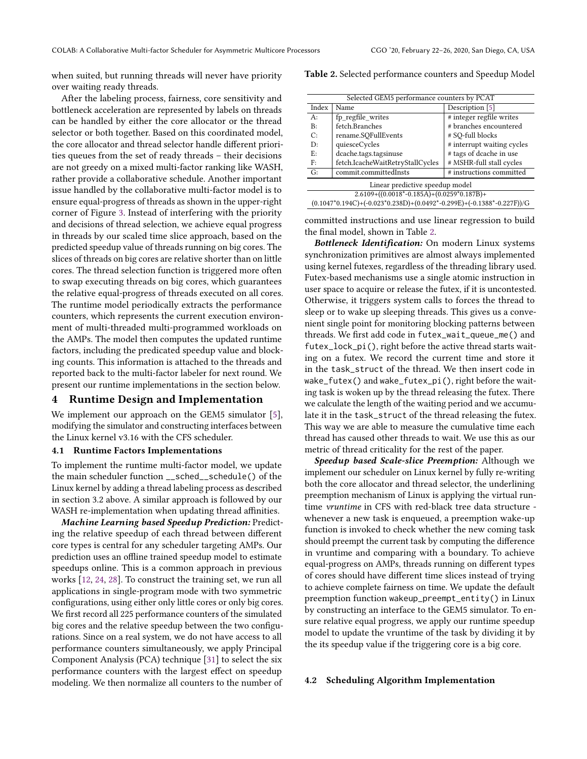when suited, but running threads will never have priority over waiting ready threads.

After the labeling process, fairness, core sensitivity and bottleneck acceleration are represented by labels on threads can be handled by either the core allocator or the thread selector or both together. Based on this coordinated model, the core allocator and thread selector handle different priorities queues from the set of ready threads – their decisions are not greedy on a mixed multi-factor ranking like WASH, rather provide a collaborative schedule. Another important issue handled by the collaborative multi-factor model is to ensure equal-progress of threads as shown in the upper-right corner of Figure 3. Instead of interfering with the priority and decisions of thread selection, we achieve equal progress in threads by our scaled time slice approach, based on the predicted speedup value of threads running on big cores. The slices of threads on big cores are relative shorter than on little cores. The thread selection function is triggered more often to swap executing threads on big cores, which guarantees the relative equal-progress of threads executed on all cores. The runtime model periodically extracts the performance counters, which represents the current execution environment of multi-threaded multi-programmed workloads on the AMPs. The model then computes the updated runtime factors, including the predicated speedup value and blocking counts. This information is attached to the threads and reported back to the multi-factor labeler for next round. We present our runtime implementations in the section below.

# 4 Runtime Design and Implementation

We implement our approach on the GEM5 simulator [5], modifying the simulator and constructing interfaces between the Linux kernel v3.16 with the CFS scheduler.

## 4.1 Runtime Factors Implementations

To implement the runtime multi-factor model, we update the main scheduler function `__sched__schedule()` of the Linux kernel by adding a thread labeling process as described in section 3.2 above. A similar approach is followed by our WASH re-implementation when updating thread affinities.

***Machine Learning based Speedup Prediction:*** Predicting the relative speedup of each thread between different core types is central for any scheduler targeting AMPs. Our prediction uses an offline trained speedup model to estimate speedups online. This is a common approach in previous works [12, 24, 28]. To construct the training set, we run all applications in single-program mode with two symmetric configurations, using either only little cores or only big cores. We first record all 225 performance counters of the simulated big cores and the relative speedup between the two configurations. Since on a real system, we do not have access to all performance counters simultaneously, we apply Principal Component Analysis (PCA) technique [31] to select the six performance counters with the largest effect on speedup modeling. We then normalize all counters to the number of committed instructions and use linear regression to build the final model, shown in Table 2.

**Table 2.** Selected performance counters and Speedup Model

| Selected GEM5 performance counters by PCAT | | |
|---|---|---|
| Index | Name | Description [5] |
| A: | fp_regfile_writes | # integer regfile writes |
| B: | fetch.Branches | # branches encountered |
| C: | rename.SQFullEvents | # SQ-full blocks |
| D: | quiesceCycles | # interrupt waiting cycles |
| E: | dcache.tags.tagsinuse | # tags of dcache in use |
| F: | fetch.IcacheWaitRetryStallCycles | # MSHR-full stall cycles |
| G: | commit.committedInsts | # instructions committed |
| Linear predictive speedup model | | |
| 2.6109+((0.0018*-0.185A)+(0.0259*0.187B)+(0.1047*0.194C)+(-0.023*0.238D)+(0.0492*-0.299E)+(-0.1388*-0.227F))/G | | |

***Bottleneck Identification:*** On modern Linux systems synchronization primitives are almost always implemented using kernel futexes, regardless of the threading library used. Futex-based mechanisms use a single atomic instruction in user space to acquire or release the futex, if it is uncontested. Otherwise, it triggers system calls to forces the thread to sleep or to wake up sleeping threads. This gives us a convenient single point for monitoring blocking patterns between threads. We first add code in `futex_wait_queue_me()` and `futex_lock_pi()`, right before the active thread starts waiting on a futex. We record the current time and store it in the `task_struct` of the thread. We then insert code in `wake_futex()` and `wake_futex_pi()`, right before the waiting task is woken up by the thread releasing the futex. There we calculate the length of the waiting period and we accumulate it in the `task_struct` of the thread releasing the futex. This way we are able to measure the cumulative time each thread has caused other threads to wait. We use this as our metric of thread criticality for the rest of the paper.

***Speedup based Scale-slice Preemption:*** Although we implement our scheduler on Linux kernel by fully re-writing both the core allocator and thread selector, the underlining preemption mechanism of Linux is applying the virtual runtime *vruntime* in CFS with red-black tree data structure - whenever a new task is enqueued, a preemption wake-up function is invoked to check whether the new coming task should preempt the current task by computing the difference in vruntime and comparing with a boundary. To achieve equal-progress on AMPs, threads running on different types of cores should have different time slices instead of trying to achieve complete fairness on time. We update the default preemption function `wakeup_preempt_entity()` in Linux by constructing an interface to the GEM5 simulator. To ensure relative equal progress, we apply our runtime speedup model to update the vruntime of the task by dividing it by the its speedup value if the triggering core is a big core.

## 4.2 Scheduling Algorithm Implementation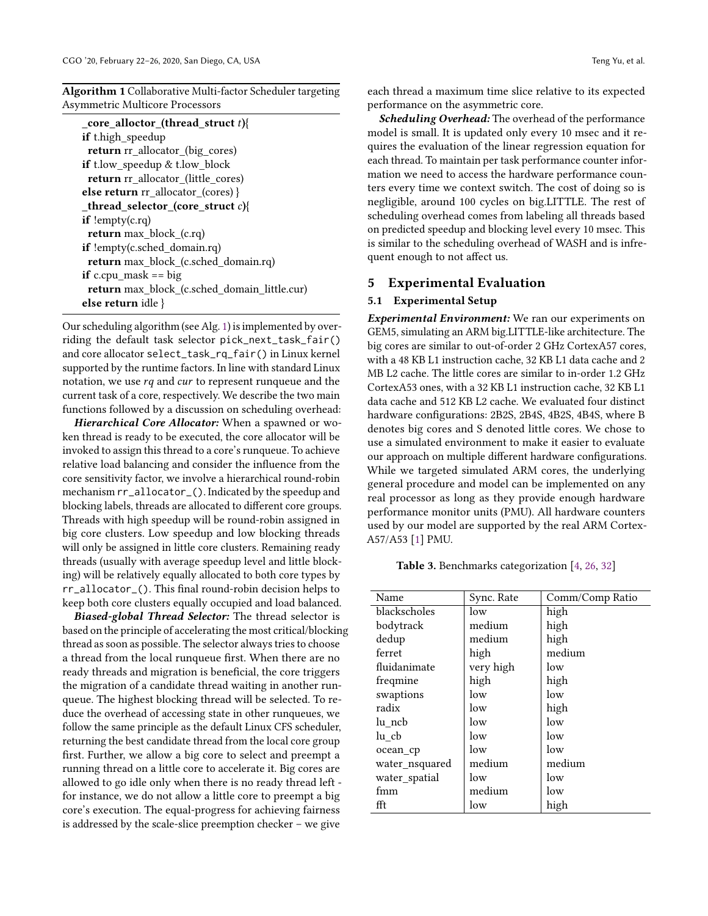**Algorithm 1** Collaborative Multi-factor Scheduler targeting Asymmetric Multicore Processors

```
_core_alloctor_(thread_struct t){
if t.high_speedup
  return rr_allocator_(big_cores)
if t.low_speedup & t.low_block
  return rr_allocator_(little_cores)
else return rr_allocator_(cores) }
_thread_selector_(core_struct c){
if !empty(c.rq)
  return max_block_(c.rq)
if !empty(c.sched_domain.rq)
  return max_block_(c.sched_domain.rq)
if c.cpu_mask == big
  return max_block_(c.sched_domain_little.cur)
else return idle }
```

Our scheduling algorithm (see Alg. 1) is implemented by overriding the default task selector `pick_next_task_fair()` and core allocator `select_task_rq_fair()` in Linux kernel supported by the runtime factors. In line with standard Linux notation, we use *rq* and *cur* to represent runqueue and the current task of a core, respectively. We describe the two main functions followed by a discussion on scheduling overhead:

***Hierarchical Core Allocator:*** When a spawned or woken thread is ready to be executed, the core allocator will be invoked to assign this thread to a core's runqueue. To achieve relative load balancing and consider the influence from the core sensitivity factor, we involve a hierarchical round-robin mechanism `rr_allocator_()`. Indicated by the speedup and blocking labels, threads are allocated to different core groups. Threads with high speedup will be round-robin assigned in big core clusters. Low speedup and low blocking threads will only be assigned in little core clusters. Remaining ready threads (usually with average speedup level and little blocking) will be relatively equally allocated to both core types by `rr_allocator_()`. This final round-robin decision helps to keep both core clusters equally occupied and load balanced.

***Biased-global Thread Selector:*** The thread selector is based on the principle of accelerating the most critical/blocking thread as soon as possible. The selector always tries to choose a thread from the local runqueue first. When there are no ready threads and migration is beneficial, the core triggers the migration of a candidate thread waiting in another runqueue. The highest blocking thread will be selected. To reduce the overhead of accessing state in other runqueues, we follow the same principle as the default Linux CFS scheduler, returning the best candidate thread from the local core group first. Further, we allow a big core to select and preempt a running thread on a little core to accelerate it. Big cores are allowed to go idle only when there is no ready thread left - for instance, we do not allow a little core to preempt a big core's execution. The equal-progress for achieving fairness is addressed by the scale-slice preemption checker – we give each thread a maximum time slice relative to its expected performance on the asymmetric core.

***Scheduling Overhead:*** The overhead of the performance model is small. It is updated only every 10 msec and it requires the evaluation of the linear regression equation for each thread. To maintain per task performance counter information we need to access the hardware performance counters every time we context switch. The cost of doing so is negligible, around 100 cycles on big.LITTLE. The rest of scheduling overhead comes from labeling all threads based on predicted speedup and blocking level every 10 msec. This is similar to the scheduling overhead of WASH and is infrequent enough to not affect us.

## 5 Experimental Evaluation

### 5.1 Experimental Setup

***Experimental Environment:*** We ran our experiments on GEM5, simulating an ARM big.LITTLE-like architecture. The big cores are similar to out-of-order 2 GHz CortexA57 cores, with a 48 KB L1 instruction cache, 32 KB L1 data cache and 2 MB L2 cache. The little cores are similar to in-order 1.2 GHz CortexA53 ones, with a 32 KB L1 instruction cache, 32 KB L1 data cache and 512 KB L2 cache. We evaluated four distinct hardware configurations: 2B2S, 2B4S, 4B2S, 4B4S, where B denotes big cores and S denoted little cores. We chose to use a simulated environment to make it easier to evaluate our approach on multiple different hardware configurations. While we targeted simulated ARM cores, the underlying general procedure and model can be implemented on any real processor as long as they provide enough hardware performance monitor units (PMU). All hardware counters used by our model are supported by the real ARM Cortex-A57/A53 [1] PMU.

**Table 3.** Benchmarks categorization [4, 26, 32]

| Name | Sync. Rate | Comm/Comp Ratio |
|---|---|---|
| blackscholes | low | high |
| bodytrack | medium | high |
| dedup | medium | high |
| ferret | high | medium |
| fluidanimate | very high | low |
| freqmine | high | high |
| swaptions | low | low |
| radix | low | high |
| lu_ncb | low | low |
| lu_cb | low | low |
| ocean_cp | low | low |
| water_nsquared | medium | medium |
| water_spatial | low | low |
| fmm | medium | low |
| fft | low | high |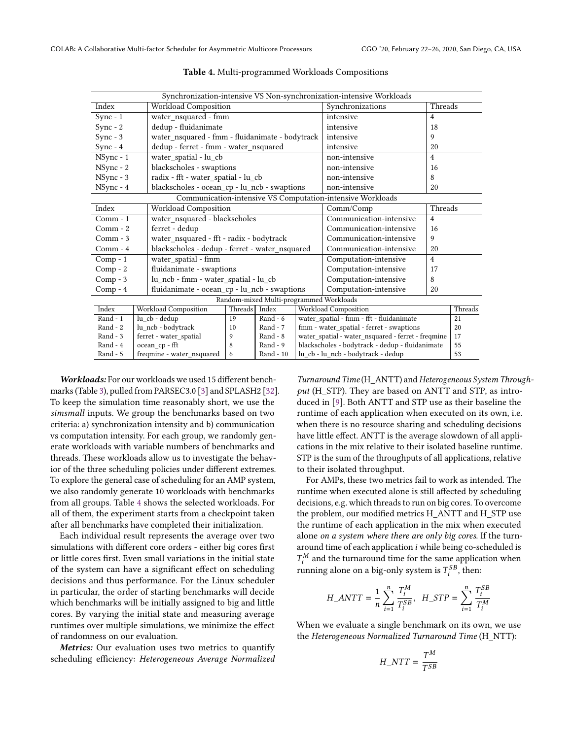**Table 4.** Multi-programmed Workloads Compositions

| Synchronization-intensive VS Non-synchronization-intensive Workloads | | | |
|---|---|---|---|
| Index | Workload Composition | Synchronizations | Threads |
| Sync - 1 | water_nsquared - fmm | intensive | 4 |
| Sync - 2 | dedup - fluidanimate | intensive | 18 |
| Sync - 3 | water_nsquared - fmm - fluidanimate - bodytrack | intensive | 9 |
| Sync - 4 | dedup - ferret - fmm - water_nsquared | intensive | 20 |
| NSync - 1 | water_spatial - lu_cb | non-intensive | 4 |
| NSync - 2 | blackscholes - swaptions | non-intensive | 16 |
| NSync - 3 | radix - fft - water_spatial - lu_cb | non-intensive | 8 |
| NSync - 4 | blackscholes - ocean_cp - lu_ncb - swaptions | non-intensive | 20 |

| Communication-intensive VS Computation-intensive Workloads | | | |
|---|---|---|---|
| Index | Workload Composition | Comm/Comp | Threads |
| Comm - 1 | water_nsquared - blackscholes | Communication-intensive | 4 |
| Comm - 2 | ferret - dedup | Communication-intensive | 16 |
| Comm - 3 | water_nsquared - fft - radix - bodytrack | Communication-intensive | 9 |
| Comm - 4 | blackscholes - dedup - ferret - water_nsquared | Communication-intensive | 20 |
| Comp - 1 | water_spatial - fmm | Computation-intensive | 4 |
| Comp - 2 | fluidanimate - swaptions | Computation-intensive | 17 |
| Comp - 3 | lu_ncb - fmm - water_spatial - lu_cb | Computation-intensive | 8 |
| Comp - 4 | fluidanimate - ocean_cp - lu_ncb - swaptions | Computation-intensive | 20 |

| Random-mixed Multi-programmed Workloads | | | | | |
|---|---|---|---|---|---|
| Index | Workload Composition | Threads | Index | Workload Composition | Threads |
| Rand - 1 | lu_cb - dedup | 19 | Rand - 6 | water_spatial - fmm - fft - fluidanimate | 21 |
| Rand - 2 | lu_ncb - bodytrack | 10 | Rand - 7 | fmm - water_spatial - ferret - swaptions | 20 |
| Rand - 3 | ferret - water_spatial | 9 | Rand - 8 | water_spatial - water_nsquared - ferret - freqmine | 17 |
| Rand - 4 | ocean_cp - fft | 8 | Rand - 9 | blackscholes - bodytrack - dedup - fluidanimate | 55 |
| Rand - 5 | freqmine - water_nsquared | 6 | Rand - 10 | lu_cb - lu_ncb - bodytrack - dedup | 53 |

***Workloads:*** For our workloads we used 15 different benchmarks (Table 3), pulled from PARSEC3.0 [3] and SPLASH2 [32]. To keep the simulation time reasonably short, we use the *simsmall* inputs. We group the benchmarks based on two criteria: a) synchronization intensity and b) communication vs computation intensity. For each group, we randomly generate workloads with variable numbers of benchmarks and threads. These workloads allow us to investigate the behavior of the three scheduling policies under different extremes. To explore the general case of scheduling for an AMP system, we also randomly generate 10 workloads with benchmarks from all groups. Table 4 shows the selected workloads. For all of them, the experiment starts from a checkpoint taken after all benchmarks have completed their initialization.

Each individual result represents the average over two simulations with different core orders - either big cores first or little cores first. Even small variations in the initial state of the system can have a significant effect on scheduling decisions and thus performance. For the Linux scheduler in particular, the order of starting benchmarks will decide which benchmarks will be initially assigned to big and little cores. By varying the initial state and measuring average runtimes over multiple simulations, we minimize the effect of randomness on our evaluation.

***Metrics:*** Our evaluation uses two metrics to quantify scheduling efficiency: *Heterogeneous Average Normalized Turnaround Time* (H_ANTT) and *Heterogeneous System Throughput* (H_STP). They are based on ANTT and STP, as introduced in [9]. Both ANTT and STP use as their baseline the runtime of each application when executed on its own, i.e. when there is no resource sharing and scheduling decisions have little effect. ANTT is the average slowdown of all applications in the mix relative to their isolated baseline runtime. STP is the sum of the throughputs of all applications, relative to their isolated throughput.

For AMPs, these two metrics fail to work as intended. The runtime when executed alone is still affected by scheduling decisions, e.g. which threads to run on big cores. To overcome the problem, our modified metrics H_ANTT and H_STP use the runtime of each application in the mix when executed alone *on a system where there are only big cores.* If the turnaround time of each application $i$ while being co-scheduled is $T_i^M$ and the turnaround time for the same application when running alone on a big-only system is $T_i^{SB}$, then:

$$H\_ANTT = \frac{1}{n}\sum_{i=1}^{n}\frac{T_i^M}{T_i^{SB}}, \quad H\_STP = \sum_{i=1}^{n}\frac{T_i^{SB}}{T_i^M}$$

When we evaluate a single benchmark on its own, we use the *Heterogeneous Normalized Turnaround Time* (H_NTT):

$$H\_NTT = \frac{T^M}{T^{SB}}$$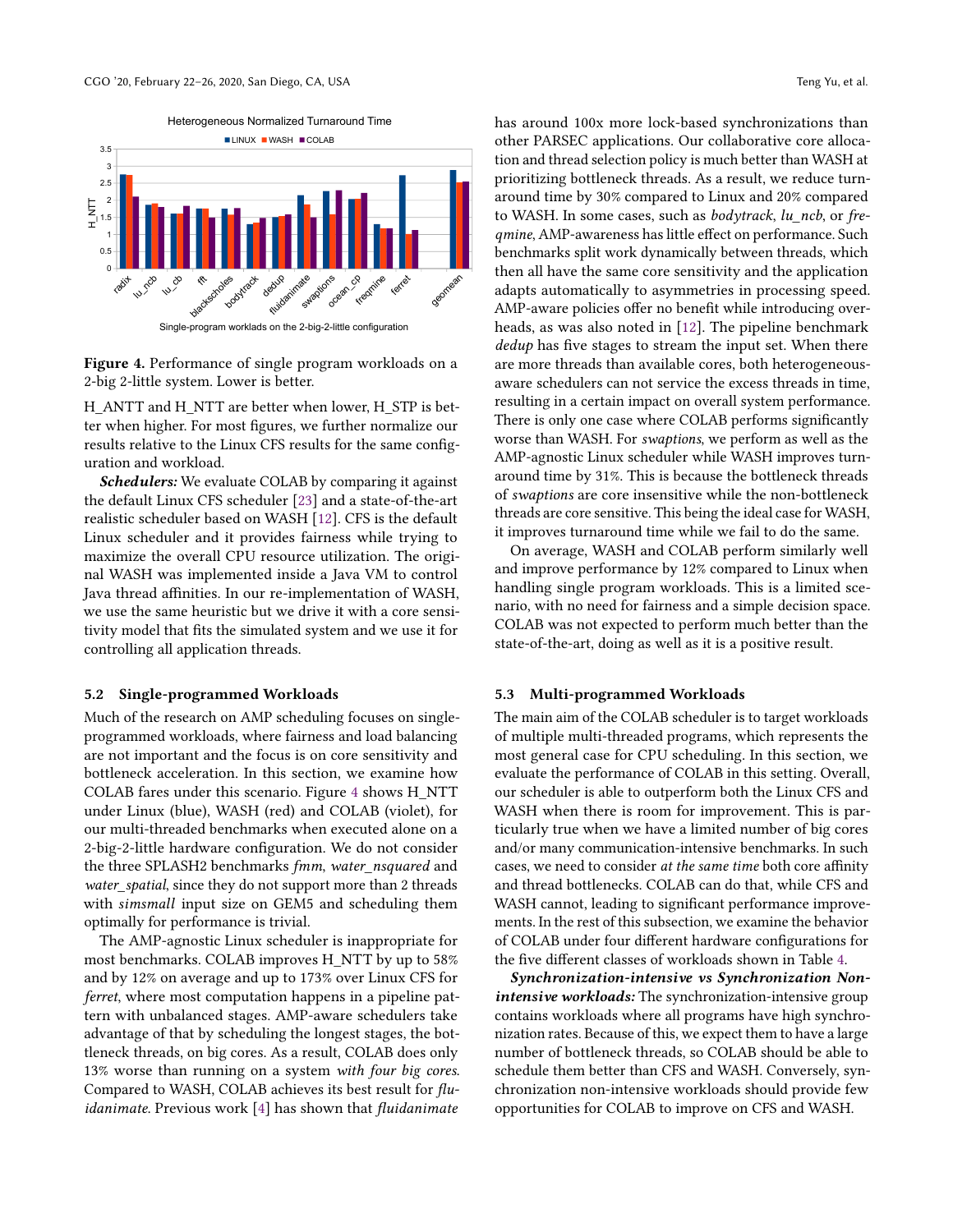**Figure 4.** Performance of single program workloads on a 2-big 2-little system. Lower is better.

H_ANTT and H_NTT are better when lower, H_STP is better when higher. For most figures, we further normalize our results relative to the Linux CFS results for the same configuration and workload.

***Schedulers:*** We evaluate COLAB by comparing it against the default Linux CFS scheduler [23] and a state-of-the-art realistic scheduler based on WASH [12]. CFS is the default Linux scheduler and it provides fairness while trying to maximize the overall CPU resource utilization. The original WASH was implemented inside a Java VM to control Java thread affinities. In our re-implementation of WASH, we use the same heuristic but we drive it with a core sensitivity model that fits the simulated system and we use it for controlling all application threads.

### 5.2 Single-programmed Workloads

Much of the research on AMP scheduling focuses on single-programmed workloads, where fairness and load balancing are not important and the focus is on core sensitivity and bottleneck acceleration. In this section, we examine how COLAB fares under this scenario. Figure 4 shows H_NTT under Linux (blue), WASH (red) and COLAB (violet), for our multi-threaded benchmarks when executed alone on a 2-big-2-little hardware configuration. We do not consider the three SPLASH2 benchmarks *fmm*, *water_nsquared* and *water_spatial*, since they do not support more than 2 threads with *simsmall* input size on GEM5 and scheduling them optimally for performance is trivial.

The AMP-agnostic Linux scheduler is inappropriate for most benchmarks. COLAB improves H_NTT by up to 58% and by 12% on average and up to 173% over Linux CFS for *ferret*, where most computation happens in a pipeline pattern with unbalanced stages. AMP-aware schedulers take advantage of that by scheduling the longest stages, the bottleneck threads, on big cores. As a result, COLAB does only 13% worse than running on a system *with four big cores*. Compared to WASH, COLAB achieves its best result for *fluidanimate*. Previous work [4] has shown that *fluidanimate* has around 100x more lock-based synchronizations than other PARSEC applications. Our collaborative core allocation and thread selection policy is much better than WASH at prioritizing bottleneck threads. As a result, we reduce turnaround time by 30% compared to Linux and 20% compared to WASH. In some cases, such as *bodytrack*, *lu_ncb*, or *freqmine*, AMP-awareness has little effect on performance. Such benchmarks split work dynamically between threads, which then all have the same core sensitivity and the application adapts automatically to asymmetries in processing speed. AMP-aware policies offer no benefit while introducing overheads, as was also noted in [12]. The pipeline benchmark *dedup* has five stages to stream the input set. When there are more threads than available cores, both heterogeneous-aware schedulers can not service the excess threads in time, resulting in a certain impact on overall system performance. There is only one case where COLAB performs significantly worse than WASH. For *swaptions*, we perform as well as the AMP-agnostic Linux scheduler while WASH improves turnaround time by 31%. This is because the bottleneck threads of *swaptions* are core insensitive while the non-bottleneck threads are core sensitive. This being the ideal case for WASH, it improves turnaround time while we fail to do the same.

On average, WASH and COLAB perform similarly well and improve performance by 12% compared to Linux when handling single program workloads. This is a limited scenario, with no need for fairness and a simple decision space. COLAB was not expected to perform much better than the state-of-the-art, doing as well as it is a positive result.

### 5.3 Multi-programmed Workloads

The main aim of the COLAB scheduler is to target workloads of multiple multi-threaded programs, which represents the most general case for CPU scheduling. In this section, we evaluate the performance of COLAB in this setting. Overall, our scheduler is able to outperform both the Linux CFS and WASH when there is room for improvement. This is particularly true when we have a limited number of big cores and/or many communication-intensive benchmarks. In such cases, we need to consider *at the same time* both core affinity and thread bottlenecks. COLAB can do that, while CFS and WASH cannot, leading to significant performance improvements. In the rest of this subsection, we examine the behavior of COLAB under four different hardware configurations for the five different classes of workloads shown in Table 4.

***Synchronization-intensive vs Synchronization Non-intensive workloads:*** The synchronization-intensive group contains workloads where all programs have high synchronization rates. Because of this, we expect them to have a large number of bottleneck threads, so COLAB should be able to schedule them better than CFS and WASH. Conversely, synchronization non-intensive workloads should provide few opportunities for COLAB to improve on CFS and WASH.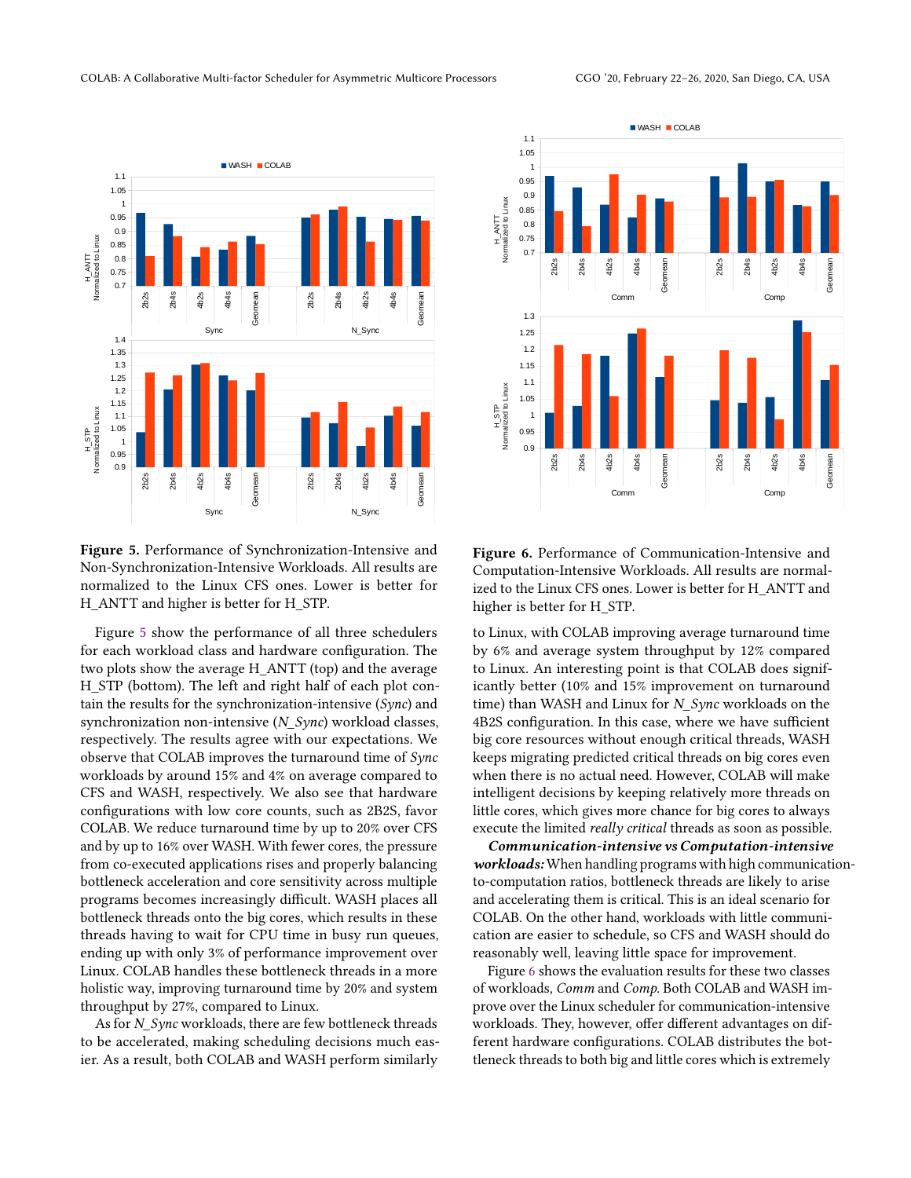**Figure 5.** Performance of Synchronization-Intensive and Non-Synchronization-Intensive Workloads. All results are normalized to the Linux CFS ones. Lower is better for H_ANTT and higher is better for H_STP.

Figure 5 show the performance of all three schedulers for each workload class and hardware configuration. The two plots show the average H_ANTT (top) and the average H_STP (bottom). The left and right half of each plot contain the results for the synchronization-intensive (*Sync*) and synchronization non-intensive (*N_Sync*) workload classes, respectively. The results agree with our expectations. We observe that COLAB improves the turnaround time of *Sync* workloads by around 15% and 4% on average compared to CFS and WASH, respectively. We also see that hardware configurations with low core counts, such as 2B2S, favor COLAB. We reduce turnaround time by up to 20% over CFS and by up to 16% over WASH. With fewer cores, the pressure from co-executed applications rises and properly balancing bottleneck acceleration and core sensitivity across multiple programs becomes increasingly difficult. WASH places all bottleneck threads onto the big cores, which results in these threads having to wait for CPU time in busy run queues, ending up with only 3% of performance improvement over Linux. COLAB handles these bottleneck threads in a more holistic way, improving turnaround time by 20% and system throughput by 27%, compared to Linux.

As for *N_Sync* workloads, there are few bottleneck threads to be accelerated, making scheduling decisions much easier. As a result, both COLAB and WASH perform similarly

**Figure 6.** Performance of Communication-Intensive and Computation-Intensive Workloads. All results are normalized to the Linux CFS ones. Lower is better for H_ANTT and higher is better for H_STP.

to Linux, with COLAB improving average turnaround time by 6% and average system throughput by 12% compared to Linux. An interesting point is that COLAB does significantly better (10% and 15% improvement on turnaround time) than WASH and Linux for *N_Sync* workloads on the 4B2S configuration. In this case, where we have sufficient big core resources without enough critical threads, WASH keeps migrating predicted critical threads on big cores even when there is no actual need. However, COLAB will make intelligent decisions by keeping relatively more threads on little cores, which gives more chance for big cores to always execute the limited *really critical* threads as soon as possible.

***Communication-intensive vs Computation-intensive workloads:*** When handling programs with high communication-to-computation ratios, bottleneck threads are likely to arise and accelerating them is critical. This is an ideal scenario for COLAB. On the other hand, workloads with little communication are easier to schedule, so CFS and WASH should do reasonably well, leaving little space for improvement.

Figure 6 shows the evaluation results for these two classes of workloads, *Comm* and *Comp*. Both COLAB and WASH improve over the Linux scheduler for communication-intensive workloads. They, however, offer different advantages on different hardware configurations. COLAB distributes the bottleneck threads to both big and little cores which is extremely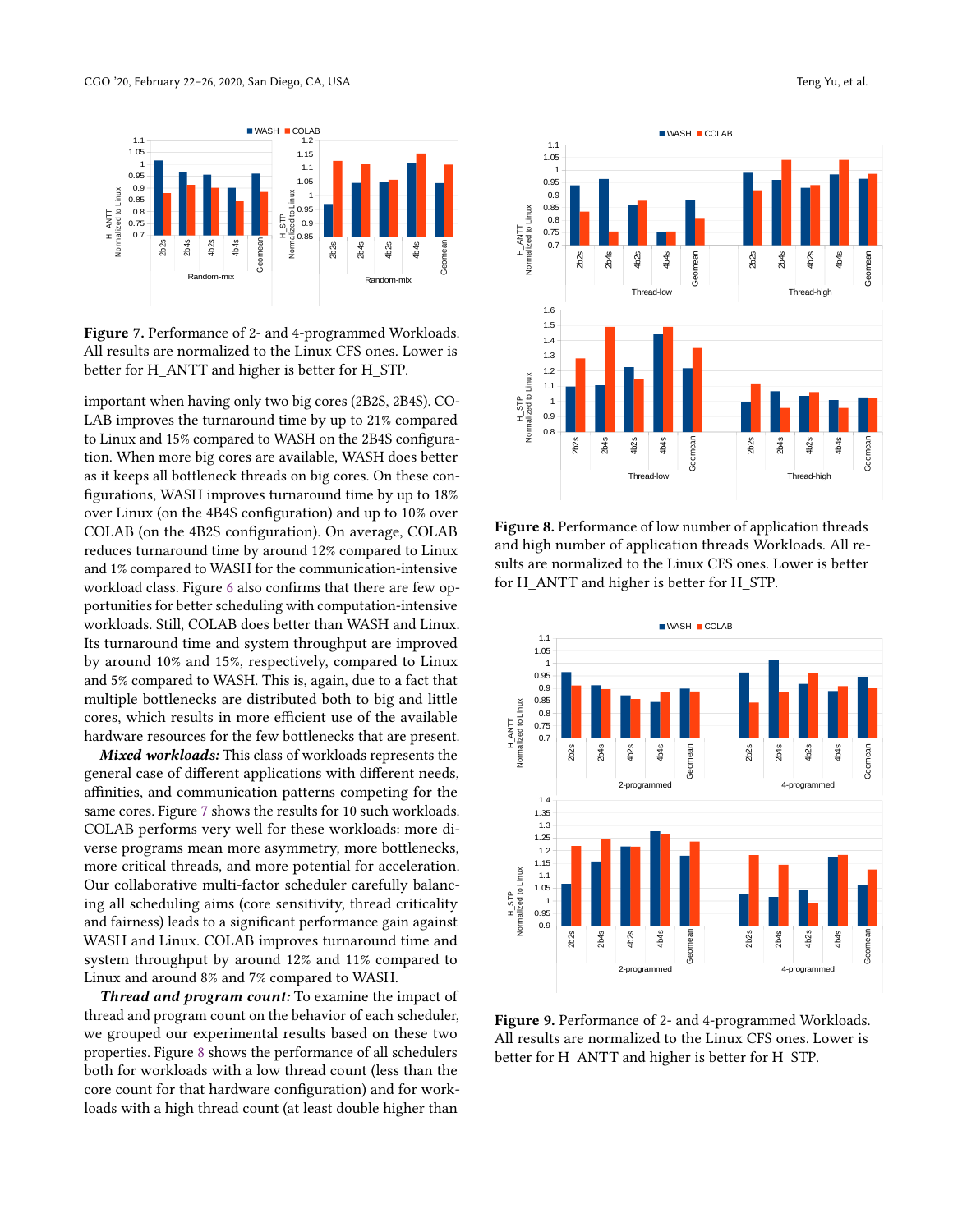**Figure 7.** Performance of 2- and 4-programmed Workloads. All results are normalized to the Linux CFS ones. Lower is better for H_ANTT and higher is better for H_STP.

important when having only two big cores (2B2S, 2B4S). COLAB improves the turnaround time by up to 21% compared to Linux and 15% compared to WASH on the 2B4S configuration. When more big cores are available, WASH does better as it keeps all bottleneck threads on big cores. On these configurations, WASH improves turnaround time by up to 18% over Linux (on the 4B4S configuration) and up to 10% over COLAB (on the 4B2S configuration). On average, COLAB reduces turnaround time by around 12% compared to Linux and 1% compared to WASH for the communication-intensive workload class. Figure 6 also confirms that there are few opportunities for better scheduling with computation-intensive workloads. Still, COLAB does better than WASH and Linux. Its turnaround time and system throughput are improved by around 10% and 15%, respectively, compared to Linux and 5% compared to WASH. This is, again, due to a fact that multiple bottlenecks are distributed both to big and little cores, which results in more efficient use of the available hardware resources for the few bottlenecks that are present.

***Mixed workloads:*** This class of workloads represents the general case of different applications with different needs, affinities, and communication patterns competing for the same cores. Figure 7 shows the results for 10 such workloads. COLAB performs very well for these workloads: more diverse programs mean more asymmetry, more bottlenecks, more critical threads, and more potential for acceleration. Our collaborative multi-factor scheduler carefully balancing all scheduling aims (core sensitivity, thread criticality and fairness) leads to a significant performance gain against WASH and Linux. COLAB improves turnaround time and system throughput by around 12% and 11% compared to Linux and around 8% and 7% compared to WASH.

***Thread and program count:*** To examine the impact of thread and program count on the behavior of each scheduler, we grouped our experimental results based on these two properties. Figure 8 shows the performance of all schedulers both for workloads with a low thread count (less than the core count for that hardware configuration) and for workloads with a high thread count (at least double higher than

**Figure 8.** Performance of low number of application threads and high number of application threads Workloads. All results are normalized to the Linux CFS ones. Lower is better for H_ANTT and higher is better for H_STP.

**Figure 9.** Performance of 2- and 4-programmed Workloads. All results are normalized to the Linux CFS ones. Lower is better for H_ANTT and higher is better for H_STP.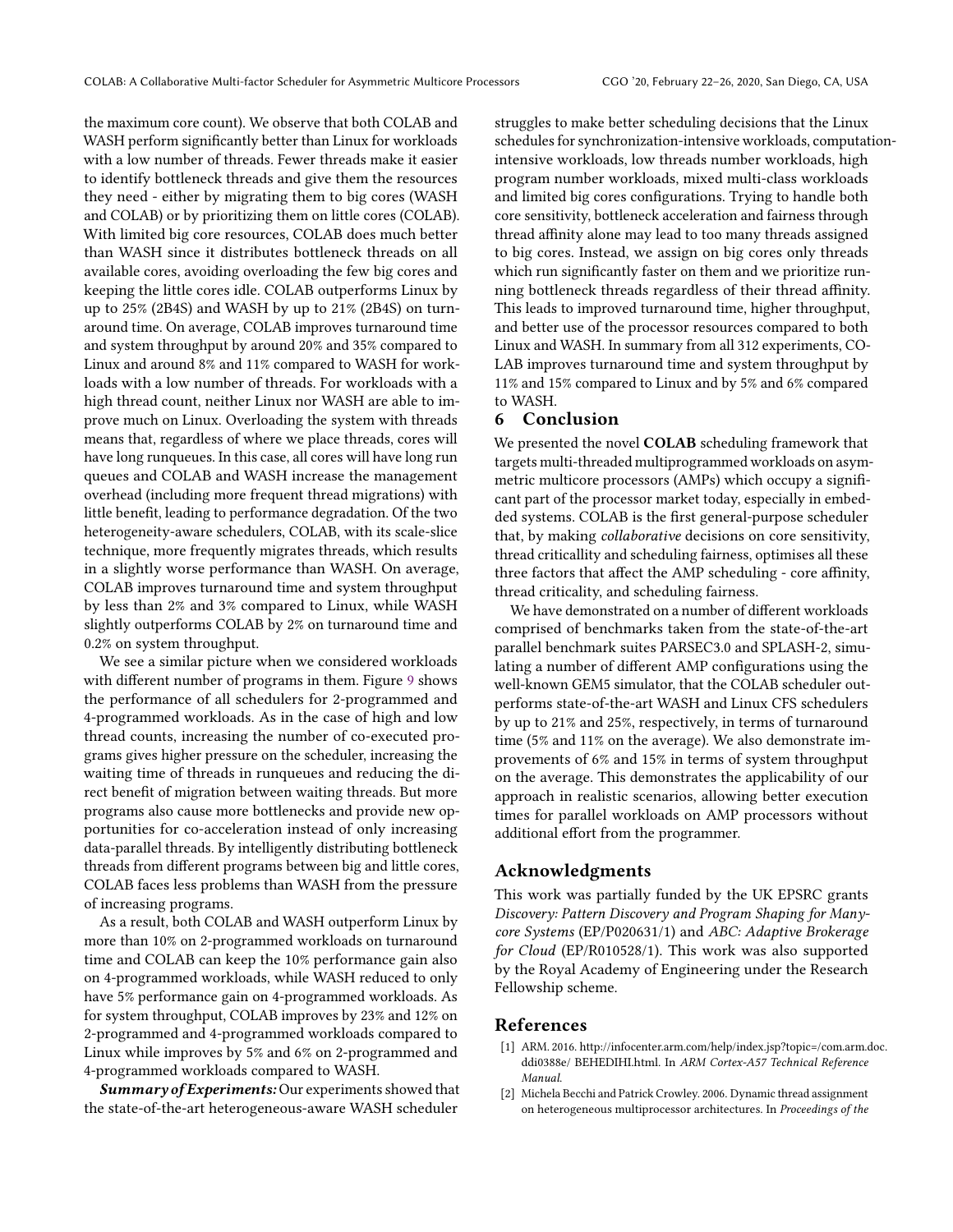the maximum core count). We observe that both COLAB and WASH perform significantly better than Linux for workloads with a low number of threads. Fewer threads make it easier to identify bottleneck threads and give them the resources they need - either by migrating them to big cores (WASH and COLAB) or by prioritizing them on little cores (COLAB). With limited big core resources, COLAB does much better than WASH since it distributes bottleneck threads on all available cores, avoiding overloading the few big cores and keeping the little cores idle. COLAB outperforms Linux by up to 25% (2B4S) and WASH by up to 21% (2B4S) on turnaround time. On average, COLAB improves turnaround time and system throughput by around 20% and 35% compared to Linux and around 8% and 11% compared to WASH for workloads with a low number of threads. For workloads with a high thread count, neither Linux nor WASH are able to improve much on Linux. Overloading the system with threads means that, regardless of where we place threads, cores will have long runqueues. In this case, all cores will have long run queues and COLAB and WASH increase the management overhead (including more frequent thread migrations) with little benefit, leading to performance degradation. Of the two heterogeneity-aware schedulers, COLAB, with its scale-slice technique, more frequently migrates threads, which results in a slightly worse performance than WASH. On average, COLAB improves turnaround time and system throughput by less than 2% and 3% compared to Linux, while WASH slightly outperforms COLAB by 2% on turnaround time and 0.2% on system throughput.

We see a similar picture when we considered workloads with different number of programs in them. Figure 9 shows the performance of all schedulers for 2-programmed and 4-programmed workloads. As in the case of high and low thread counts, increasing the number of co-executed programs gives higher pressure on the scheduler, increasing the waiting time of threads in runqueues and reducing the direct benefit of migration between waiting threads. But more programs also cause more bottlenecks and provide new opportunities for co-acceleration instead of only increasing data-parallel threads. By intelligently distributing bottleneck threads from different programs between big and little cores, COLAB faces less problems than WASH from the pressure of increasing programs.

As a result, both COLAB and WASH outperform Linux by more than 10% on 2-programmed workloads on turnaround time and COLAB can keep the 10% performance gain also on 4-programmed workloads, while WASH reduced to only have 5% performance gain on 4-programmed workloads. As for system throughput, COLAB improves by 23% and 12% on 2-programmed and 4-programmed workloads compared to Linux while improves by 5% and 6% on 2-programmed and 4-programmed workloads compared to WASH.

***Summary of Experiments:*** Our experiments showed that the state-of-the-art heterogeneous-aware WASH scheduler struggles to make better scheduling decisions that the Linux schedules for synchronization-intensive workloads, computation-intensive workloads, low threads number workloads, high program number workloads, mixed multi-class workloads and limited big cores configurations. Trying to handle both core sensitivity, bottleneck acceleration and fairness through thread affinity alone may lead to too many threads assigned to big cores. Instead, we assign on big cores only threads which run significantly faster on them and we prioritize running bottleneck threads regardless of their thread affinity. This leads to improved turnaround time, higher throughput, and better use of the processor resources compared to both Linux and WASH. In summary from all 312 experiments, COLAB improves turnaround time and system throughput by 11% and 15% compared to Linux and by 5% and 6% compared to WASH.

# 6 Conclusion

We presented the novel **COLAB** scheduling framework that targets multi-threaded multiprogrammed workloads on asymmetric multicore processors (AMPs) which occupy a significant part of the processor market today, especially in embedded systems. COLAB is the first general-purpose scheduler that, by making *collaborative* decisions on core sensitivity, thread criticallity and scheduling fairness, optimises all these three factors that affect the AMP scheduling - core affinity, thread criticality, and scheduling fairness.

We have demonstrated on a number of different workloads comprised of benchmarks taken from the state-of-the-art parallel benchmark suites PARSEC3.0 and SPLASH-2, simulating a number of different AMP configurations using the well-known GEM5 simulator, that the COLAB scheduler outperforms state-of-the-art WASH and Linux CFS schedulers by up to 21% and 25%, respectively, in terms of turnaround time (5% and 11% on the average). We also demonstrate improvements of 6% and 15% in terms of system throughput on the average. This demonstrates the applicability of our approach in realistic scenarios, allowing better execution times for parallel workloads on AMP processors without additional effort from the programmer.

## Acknowledgments

This work was partially funded by the UK EPSRC grants *Discovery: Pattern Discovery and Program Shaping for Manycore Systems* (EP/P020631/1) and *ABC: Adaptive Brokerage for Cloud* (EP/R010528/1). This work was also supported by the Royal Academy of Engineering under the Research Fellowship scheme.

## References

[1] ARM. 2016. http://infocenter.arm.com/help/index.jsp?topic=/com.arm.doc.ddi0388e/ BEHEDIHI.html. In *ARM Cortex-A57 Technical Reference Manual.*

[2] Michela Becchi and Patrick Crowley. 2006. Dynamic thread assignment on heterogeneous multiprocessor architectures. In *Proceedings of the*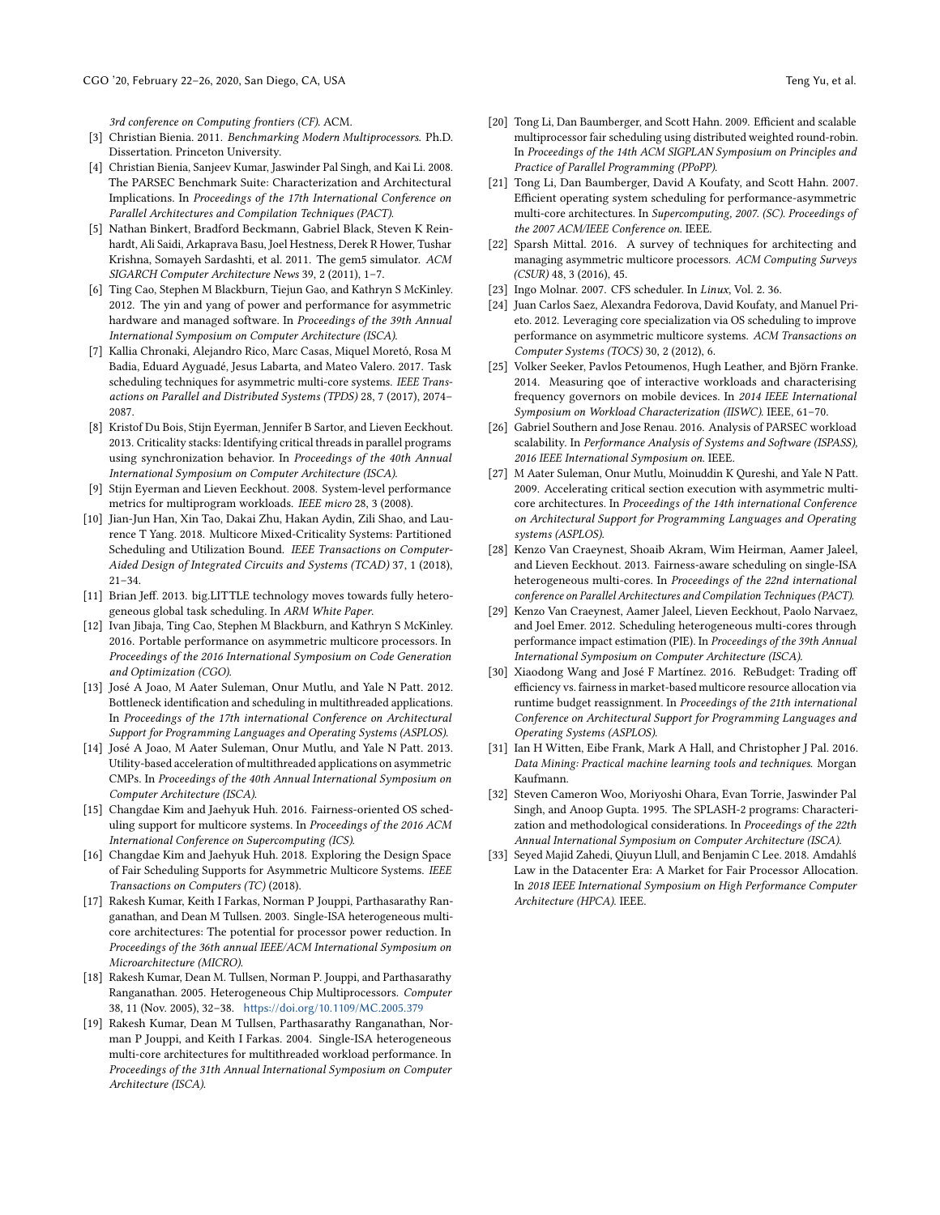3rd conference on Computing frontiers (CF). ACM.

[3] Christian Bienia. 2011. *Benchmarking Modern Multiprocessors*. Ph.D. Dissertation. Princeton University.

[4] Christian Bienia, Sanjeev Kumar, Jaswinder Pal Singh, and Kai Li. 2008. The PARSEC Benchmark Suite: Characterization and Architectural Implications. In *Proceedings of the 17th International Conference on Parallel Architectures and Compilation Techniques (PACT)*.

[5] Nathan Binkert, Bradford Beckmann, Gabriel Black, Steven K Reinhardt, Ali Saidi, Arkaprava Basu, Joel Hestness, Derek R Hower, Tushar Krishna, Somayeh Sardashti, et al. 2011. The gem5 simulator. *ACM SIGARCH Computer Architecture News* 39, 2 (2011), 1–7.

[6] Ting Cao, Stephen M Blackburn, Tiejun Gao, and Kathryn S McKinley. 2012. The yin and yang of power and performance for asymmetric hardware and managed software. In *Proceedings of the 39th Annual International Symposium on Computer Architecture (ISCA)*.

[7] Kallia Chronaki, Alejandro Rico, Marc Casas, Miquel Moretó, Rosa M Badia, Eduard Ayguadé, Jesus Labarta, and Mateo Valero. 2017. Task scheduling techniques for asymmetric multi-core systems. *IEEE Transactions on Parallel and Distributed Systems (TPDS)* 28, 7 (2017), 2074–2087.

[8] Kristof Du Bois, Stijn Eyerman, Jennifer B Sartor, and Lieven Eeckhout. 2013. Criticality stacks: Identifying critical threads in parallel programs using synchronization behavior. In *Proceedings of the 40th Annual International Symposium on Computer Architecture (ISCA)*.

[9] Stijn Eyerman and Lieven Eeckhout. 2008. System-level performance metrics for multiprogram workloads. *IEEE micro* 28, 3 (2008).

[10] Jian-Jun Han, Xin Tao, Dakai Zhu, Hakan Aydin, Zili Shao, and Laurence T Yang. 2018. Multicore Mixed-Criticality Systems: Partitioned Scheduling and Utilization Bound. *IEEE Transactions on Computer-Aided Design of Integrated Circuits and Systems (TCAD)* 37, 1 (2018), 21–34.

[11] Brian Jeff. 2013. big.LITTLE technology moves towards fully heterogeneous global task scheduling. In *ARM White Paper*.

[12] Ivan Jibaja, Ting Cao, Stephen M Blackburn, and Kathryn S McKinley. 2016. Portable performance on asymmetric multicore processors. In *Proceedings of the 2016 International Symposium on Code Generation and Optimization (CGO)*.

[13] José A Joao, M Aater Suleman, Onur Mutlu, and Yale N Patt. 2012. Bottleneck identification and scheduling in multithreaded applications. In *Proceedings of the 17th international Conference on Architectural Support for Programming Languages and Operating Systems (ASPLOS)*.

[14] José A Joao, M Aater Suleman, Onur Mutlu, and Yale N Patt. 2013. Utility-based acceleration of multithreaded applications on asymmetric CMPs. In *Proceedings of the 40th Annual International Symposium on Computer Architecture (ISCA)*.

[15] Changdae Kim and Jaehyuk Huh. 2016. Fairness-oriented OS scheduling support for multicore systems. In *Proceedings of the 2016 ACM International Conference on Supercomputing (ICS)*.

[16] Changdae Kim and Jaehyuk Huh. 2018. Exploring the Design Space of Fair Scheduling Supports for Asymmetric Multicore Systems. *IEEE Transactions on Computers (TC)* (2018).

[17] Rakesh Kumar, Keith I Farkas, Norman P Jouppi, Parthasarathy Ranganathan, and Dean M Tullsen. 2003. Single-ISA heterogeneous multi-core architectures: The potential for processor power reduction. In *Proceedings of the 36th annual IEEE/ACM International Symposium on Microarchitecture (MICRO)*.

[18] Rakesh Kumar, Dean M. Tullsen, Norman P. Jouppi, and Parthasarathy Ranganathan. 2005. Heterogeneous Chip Multiprocessors. *Computer* 38, 11 (Nov. 2005), 32–38. https://doi.org/10.1109/MC.2005.379

[19] Rakesh Kumar, Dean M Tullsen, Parthasarathy Ranganathan, Norman P Jouppi, and Keith I Farkas. 2004. Single-ISA heterogeneous multi-core architectures for multithreaded workload performance. In *Proceedings of the 31th Annual International Symposium on Computer Architecture (ISCA)*.

[20] Tong Li, Dan Baumberger, and Scott Hahn. 2009. Efficient and scalable multiprocessor fair scheduling using distributed weighted round-robin. In *Proceedings of the 14th ACM SIGPLAN Symposium on Principles and Practice of Parallel Programming (PPoPP)*.

[21] Tong Li, Dan Baumberger, David A Koufaty, and Scott Hahn. 2007. Efficient operating system scheduling for performance-asymmetric multi-core architectures. In *Supercomputing, 2007. (SC). Proceedings of the 2007 ACM/IEEE Conference on*. IEEE.

[22] Sparsh Mittal. 2016. A survey of techniques for architecting and managing asymmetric multicore processors. *ACM Computing Surveys (CSUR)* 48, 3 (2016), 45.

[23] Ingo Molnar. 2007. CFS scheduler. In *Linux*, Vol. 2. 36.

[24] Juan Carlos Saez, Alexandra Fedorova, David Koufaty, and Manuel Prieto. 2012. Leveraging core specialization via OS scheduling to improve performance on asymmetric multicore systems. *ACM Transactions on Computer Systems (TOCS)* 30, 2 (2012), 6.

[25] Volker Seeker, Pavlos Petoumenos, Hugh Leather, and Björn Franke. 2014. Measuring qoe of interactive workloads and characterising frequency governors on mobile devices. In *2014 IEEE International Symposium on Workload Characterization (IISWC)*. IEEE, 61–70.

[26] Gabriel Southern and Jose Renau. 2016. Analysis of PARSEC workload scalability. In *Performance Analysis of Systems and Software (ISPASS), 2016 IEEE International Symposium on*. IEEE.

[27] M Aater Suleman, Onur Mutlu, Moinuddin K Qureshi, and Yale N Patt. 2009. Accelerating critical section execution with asymmetric multi-core architectures. In *Proceedings of the 14th international Conference on Architectural Support for Programming Languages and Operating systems (ASPLOS)*.

[28] Kenzo Van Craeynest, Shoaib Akram, Wim Heirman, Aamer Jaleel, and Lieven Eeckhout. 2013. Fairness-aware scheduling on single-ISA heterogeneous multi-cores. In *Proceedings of the 22nd international conference on Parallel Architectures and Compilation Techniques (PACT)*.

[29] Kenzo Van Craeynest, Aamer Jaleel, Lieven Eeckhout, Paolo Narvaez, and Joel Emer. 2012. Scheduling heterogeneous multi-cores through performance impact estimation (PIE). In *Proceedings of the 39th Annual International Symposium on Computer Architecture (ISCA)*.

[30] Xiaodong Wang and José F Martínez. 2016. ReBudget: Trading off efficiency vs. fairness in market-based multicore resource allocation via runtime budget reassignment. In *Proceedings of the 21th international Conference on Architectural Support for Programming Languages and Operating Systems (ASPLOS)*.

[31] Ian H Witten, Eibe Frank, Mark A Hall, and Christopher J Pal. 2016. *Data Mining: Practical machine learning tools and techniques*. Morgan Kaufmann.

[32] Steven Cameron Woo, Moriyoshi Ohara, Evan Torrie, Jaswinder Pal Singh, and Anoop Gupta. 1995. The SPLASH-2 programs: Characterization and methodological considerations. In *Proceedings of the 22th Annual International Symposium on Computer Architecture (ISCA)*.

[33] Seyed Majid Zahedi, Qiuyun Llull, and Benjamin C Lee. 2018. Amdahlś Law in the Datacenter Era: A Market for Fair Processor Allocation. In *2018 IEEE International Symposium on High Performance Computer Architecture (HPCA)*. IEEE.